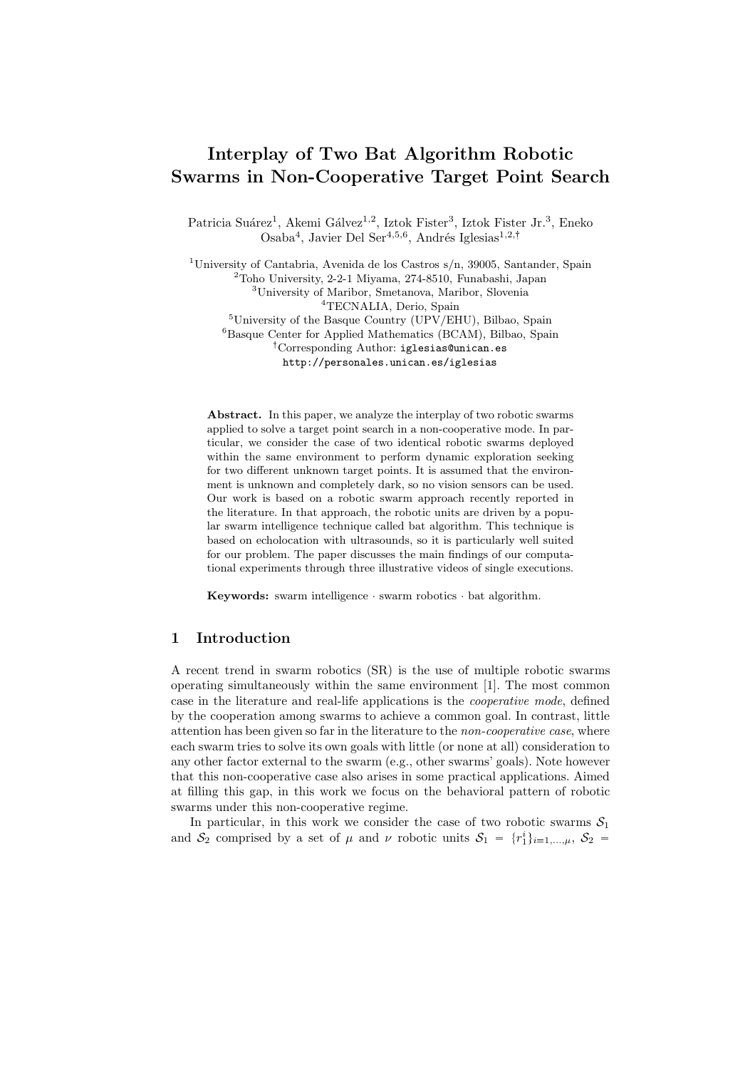# Interplay of Two Bat Algorithm Robotic Swarms in Non-Cooperative Target Point Search

Patricia Suárez[1], Akemi Gálvez[1,2], Iztok Fister[3], Iztok Fister Jr.[3], Eneko Osaba[4], Javier Del Ser[4,5,6], Andrés Iglesias[1,2,†]

[1]University of Cantabria, Avenida de los Castros s/n, 39005, Santander, Spain
[2]Toho University, 2-2-1 Miyama, 274-8510, Funabashi, Japan
[3]University of Maribor, Smetanova, Maribor, Slovenia
[4]TECNALIA, Derio, Spain
[5]University of the Basque Country (UPV/EHU), Bilbao, Spain
[6]Basque Center for Applied Mathematics (BCAM), Bilbao, Spain
[†]Corresponding Author: iglesias@unican.es
http://personales.unican.es/iglesias

**Abstract.** In this paper, we analyze the interplay of two robotic swarms applied to solve a target point search in a non-cooperative mode. In particular, we consider the case of two identical robotic swarms deployed within the same environment to perform dynamic exploration seeking for two different unknown target points. It is assumed that the environment is unknown and completely dark, so no vision sensors can be used. Our work is based on a robotic swarm approach recently reported in the literature. In that approach, the robotic units are driven by a popular swarm intelligence technique called bat algorithm. This technique is based on echolocation with ultrasounds, so it is particularly well suited for our problem. The paper discusses the main findings of our computational experiments through three illustrative videos of single executions.

**Keywords:** swarm intelligence · swarm robotics · bat algorithm.

## 1 Introduction

A recent trend in swarm robotics (SR) is the use of multiple robotic swarms operating simultaneously within the same environment [1]. The most common case in the literature and real-life applications is the *cooperative mode*, defined by the cooperation among swarms to achieve a common goal. In contrast, little attention has been given so far in the literature to the *non-cooperative case*, where each swarm tries to solve its own goals with little (or none at all) consideration to any other factor external to the swarm (e.g., other swarms' goals). Note however that this non-cooperative case also arises in some practical applications. Aimed at filling this gap, in this work we focus on the behavioral pattern of robotic swarms under this non-cooperative regime.

In particular, in this work we consider the case of two robotic swarms $\mathcal{S}_1$ and $\mathcal{S}_2$ comprised by a set of $\mu$ and $\nu$ robotic units $\mathcal{S}_1 = \{r_1^i\}_{i=1,\dots,\mu}$, $\mathcal{S}_2 =$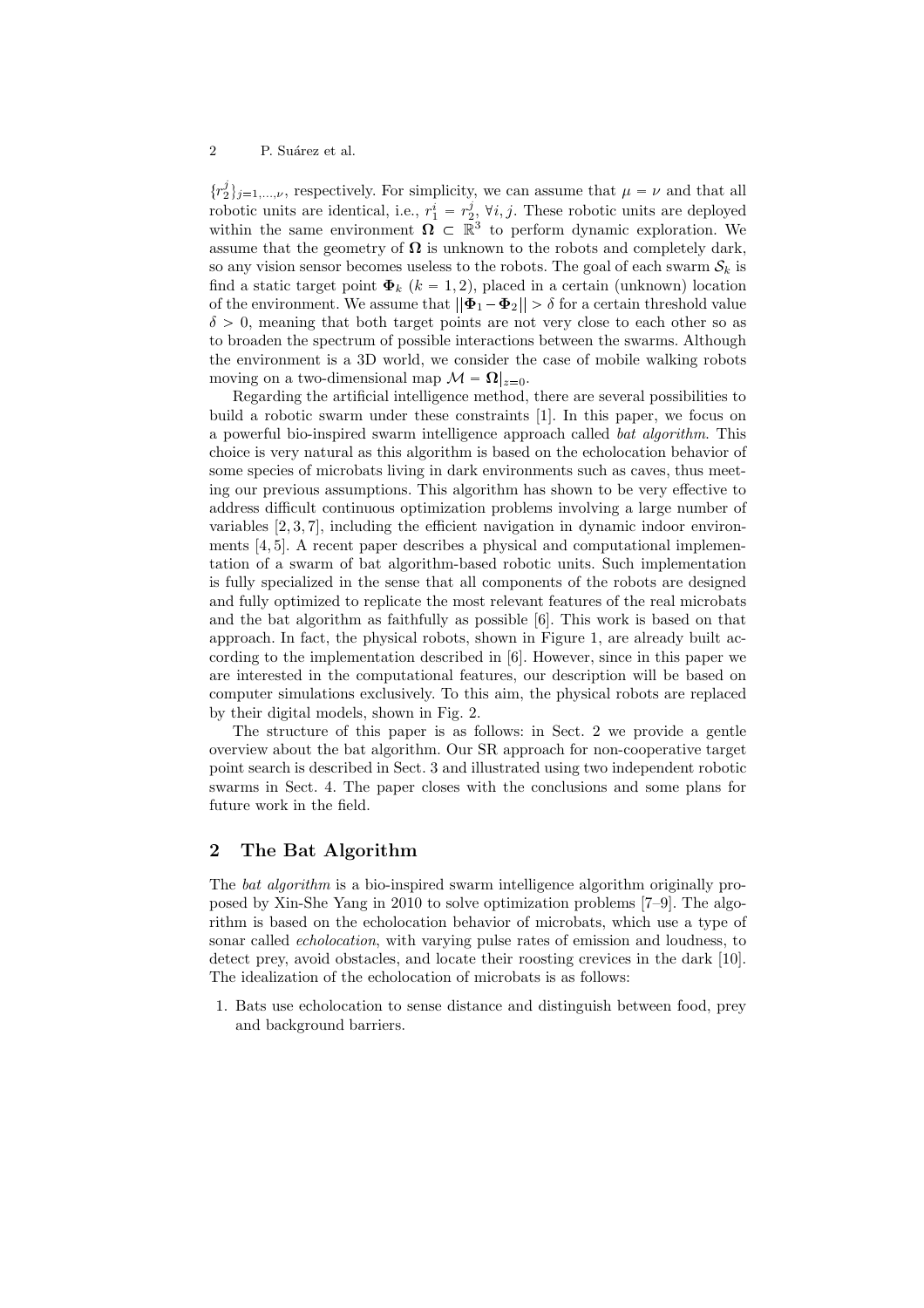$\{r_2^j\}_{j=1,\ldots,\nu}$, respectively. For simplicity, we can assume that $\mu = \nu$ and that all robotic units are identical, i.e., $r_1^i = r_2^j$, $\forall i, j$. These robotic units are deployed within the same environment $\mathbf{\Omega} \subset \mathbb{R}^3$ to perform dynamic exploration. We assume that the geometry of $\mathbf{\Omega}$ is unknown to the robots and completely dark, so any vision sensor becomes useless to the robots. The goal of each swarm $\mathcal{S}_k$ is find a static target point $\mathbf{\Phi}_k$ ($k = 1, 2$), placed in a certain (unknown) location of the environment. We assume that $||\mathbf{\Phi}_1 - \mathbf{\Phi}_2|| > \delta$ for a certain threshold value $\delta > 0$, meaning that both target points are not very close to each other so as to broaden the spectrum of possible interactions between the swarms. Although the environment is a 3D world, we consider the case of mobile walking robots moving on a two-dimensional map $\mathcal{M} = \mathbf{\Omega}|_{z=0}$.

Regarding the artificial intelligence method, there are several possibilities to build a robotic swarm under these constraints [1]. In this paper, we focus on a powerful bio-inspired swarm intelligence approach called *bat algorithm*. This choice is very natural as this algorithm is based on the echolocation behavior of some species of microbats living in dark environments such as caves, thus meeting our previous assumptions. This algorithm has shown to be very effective to address difficult continuous optimization problems involving a large number of variables [2, 3, 7], including the efficient navigation in dynamic indoor environments [4, 5]. A recent paper describes a physical and computational implementation of a swarm of bat algorithm-based robotic units. Such implementation is fully specialized in the sense that all components of the robots are designed and fully optimized to replicate the most relevant features of the real microbats and the bat algorithm as faithfully as possible [6]. This work is based on that approach. In fact, the physical robots, shown in Figure 1, are already built according to the implementation described in [6]. However, since in this paper we are interested in the computational features, our description will be based on computer simulations exclusively. To this aim, the physical robots are replaced by their digital models, shown in Fig. 2.

The structure of this paper is as follows: in Sect. 2 we provide a gentle overview about the bat algorithm. Our SR approach for non-cooperative target point search is described in Sect. 3 and illustrated using two independent robotic swarms in Sect. 4. The paper closes with the conclusions and some plans for future work in the field.

## 2 The Bat Algorithm

The *bat algorithm* is a bio-inspired swarm intelligence algorithm originally proposed by Xin-She Yang in 2010 to solve optimization problems [7–9]. The algorithm is based on the echolocation behavior of microbats, which use a type of sonar called *echolocation*, with varying pulse rates of emission and loudness, to detect prey, avoid obstacles, and locate their roosting crevices in the dark [10]. The idealization of the echolocation of microbats is as follows:

1. Bats use echolocation to sense distance and distinguish between food, prey and background barriers.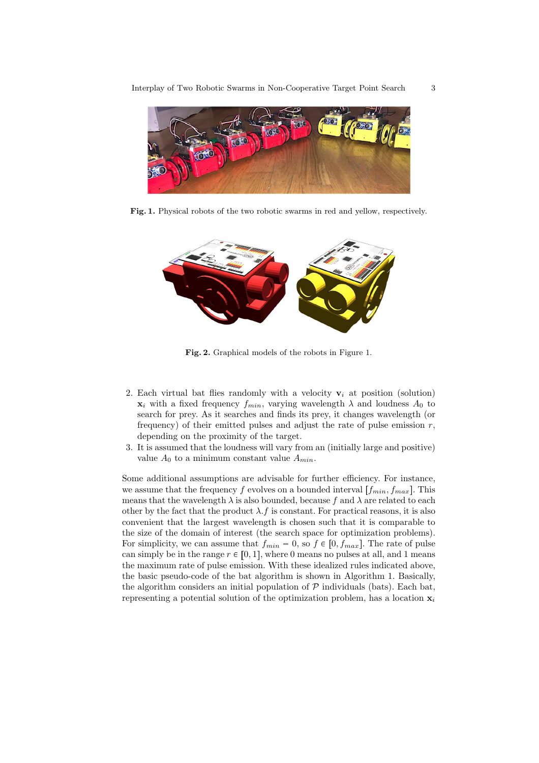**Fig. 1.** Physical robots of the two robotic swarms in red and yellow, respectively.

**Fig. 2.** Graphical models of the robots in Figure 1.

2. Each virtual bat flies randomly with a velocity $\mathbf{v}_i$ at position (solution) $\mathbf{x}_i$ with a fixed frequency $f_{min}$, varying wavelength $\lambda$ and loudness $A_0$ to search for prey. As it searches and finds its prey, it changes wavelength (or frequency) of their emitted pulses and adjust the rate of pulse emission $r$, depending on the proximity of the target.
3. It is assumed that the loudness will vary from an (initially large and positive) value $A_0$ to a minimum constant value $A_{min}$.

Some additional assumptions are advisable for further efficiency. For instance, we assume that the frequency $f$ evolves on a bounded interval $[f_{min}, f_{max}]$. This means that the wavelength $\lambda$ is also bounded, because $f$ and $\lambda$ are related to each other by the fact that the product $\lambda.f$ is constant. For practical reasons, it is also convenient that the largest wavelength is chosen such that it is comparable to the size of the domain of interest (the search space for optimization problems). For simplicity, we can assume that $f_{min} = 0$, so $f \in [0, f_{max}]$. The rate of pulse can simply be in the range $r \in [0, 1]$, where 0 means no pulses at all, and 1 means the maximum rate of pulse emission. With these idealized rules indicated above, the basic pseudo-code of the bat algorithm is shown in Algorithm 1. Basically, the algorithm considers an initial population of $\mathcal{P}$ individuals (bats). Each bat, representing a potential solution of the optimization problem, has a location $\mathbf{x}_i$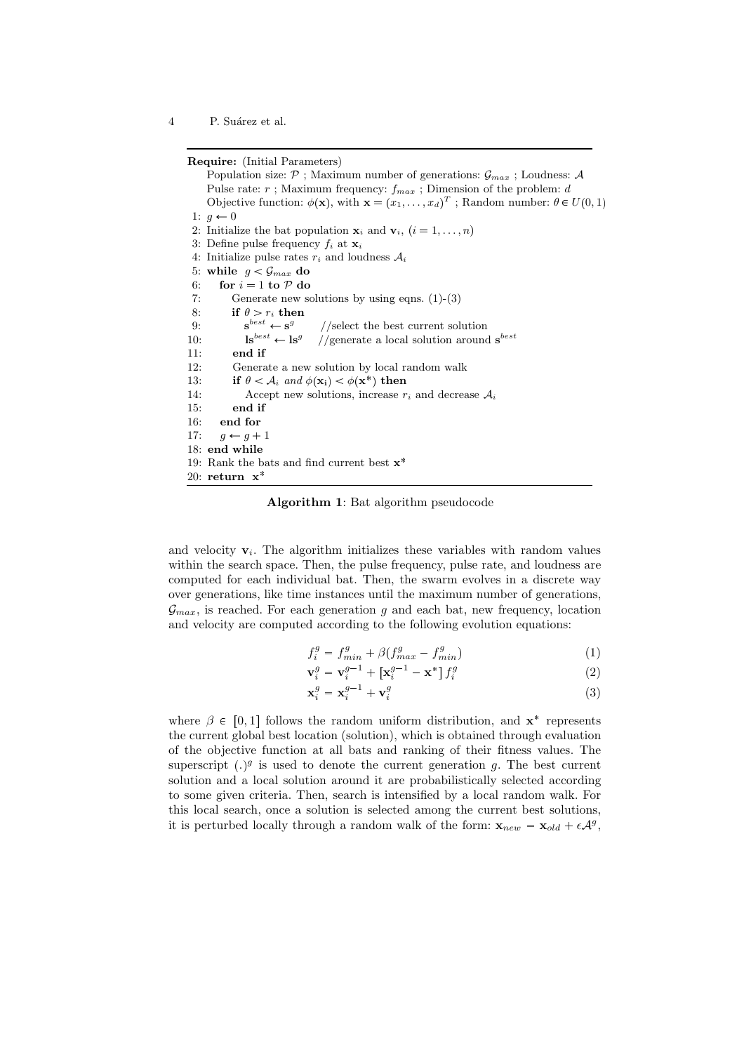**Require:** (Initial Parameters)
Population size: $\mathcal{P}$ ; Maximum number of generations: $\mathcal{G}_{max}$ ; Loudness: $\mathcal{A}$
Pulse rate: $r$ ; Maximum frequency: $f_{max}$ ; Dimension of the problem: $d$
Objective function: $\phi(\mathbf{x})$, with $\mathbf{x} = (x_1, \ldots, x_d)^T$ ; Random number: $\theta \in U(0, 1)$

```
 1: g ← 0
 2: Initialize the bat population x_i and v_i, (i = 1, ..., n)
 3: Define pulse frequency f_i at x_i
 4: Initialize pulse rates r_i and loudness A_i
 5: while g < G_max do
 6:    for i = 1 to P do
 7:       Generate new solutions by using eqns. (1)-(3)
 8:       if θ > r_i then
 9:          s^best ← s^g       //select the best current solution
10:          ls^best ← ls^g     //generate a local solution around s^best
11:       end if
12:       Generate a new solution by local random walk
13:       if θ < A_i and φ(x_i) < φ(x*) then
14:          Accept new solutions, increase r_i and decrease A_i
15:       end if
16:    end for
17:    g ← g + 1
18: end while
19: Rank the bats and find current best x*
20: return x*
```

**Algorithm 1**: Bat algorithm pseudocode

and velocity $\mathbf{v}_i$. The algorithm initializes these variables with random values within the search space. Then, the pulse frequency, pulse rate, and loudness are computed for each individual bat. Then, the swarm evolves in a discrete way over generations, like time instances until the maximum number of generations, $\mathcal{G}_{max}$, is reached. For each generation $g$ and each bat, new frequency, location and velocity are computed according to the following evolution equations:

$$f_i^g = f_{min}^g + \beta(f_{max}^g - f_{min}^g) \tag{1}$$

$$\mathbf{v}_i^g = \mathbf{v}_i^{g-1} + \left[\mathbf{x}_i^{g-1} - \mathbf{x}^*\right] f_i^g \tag{2}$$

$$\mathbf{x}_i^g = \mathbf{x}_i^{g-1} + \mathbf{v}_i^g \tag{3}$$

where $\beta \in [0, 1]$ follows the random uniform distribution, and $\mathbf{x}^*$ represents the current global best location (solution), which is obtained through evaluation of the objective function at all bats and ranking of their fitness values. The superscript $(.)^g$ is used to denote the current generation $g$. The best current solution and a local solution around it are probabilistically selected according to some given criteria. Then, search is intensified by a local random walk. For this local search, once a solution is selected among the current best solutions, it is perturbed locally through a random walk of the form: $\mathbf{x}_{new} = \mathbf{x}_{old} + \epsilon\mathcal{A}^g$,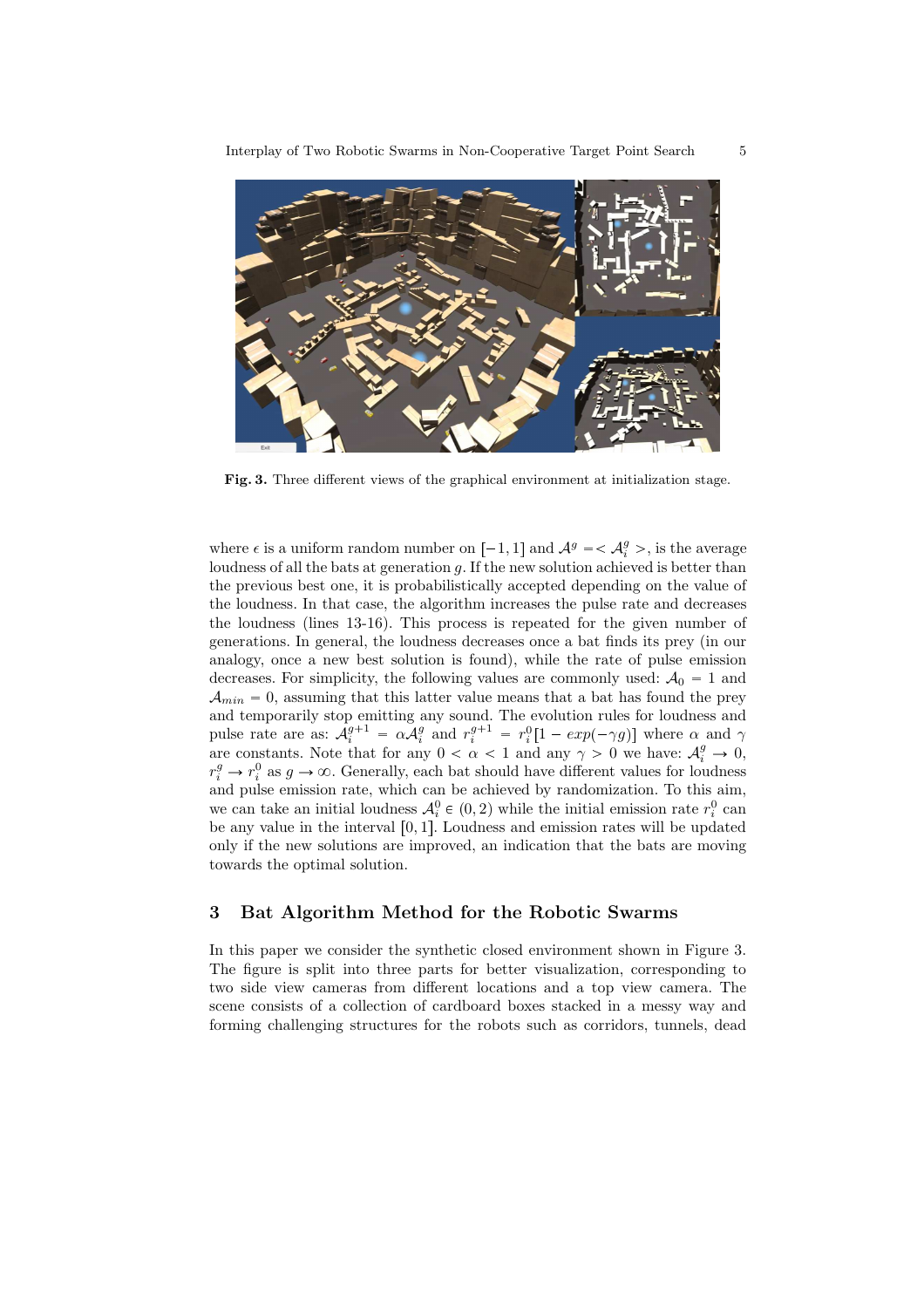Fig. 3. Three different views of the graphical environment at initialization stage.

where $\epsilon$ is a uniform random number on $[-1, 1]$ and $\mathcal{A}^g = < \mathcal{A}_i^g >$, is the average loudness of all the bats at generation $g$. If the new solution achieved is better than the previous best one, it is probabilistically accepted depending on the value of the loudness. In that case, the algorithm increases the pulse rate and decreases the loudness (lines 13-16). This process is repeated for the given number of generations. In general, the loudness decreases once a bat finds its prey (in our analogy, once a new best solution is found), while the rate of pulse emission decreases. For simplicity, the following values are commonly used: $\mathcal{A}_0 = 1$ and $\mathcal{A}_{min} = 0$, assuming that this latter value means that a bat has found the prey and temporarily stop emitting any sound. The evolution rules for loudness and pulse rate are as: $\mathcal{A}_i^{g+1} = \alpha \mathcal{A}_i^g$ and $r_i^{g+1} = r_i^0[1 - exp(-\gamma g)]$ where $\alpha$ and $\gamma$ are constants. Note that for any $0 < \alpha < 1$ and any $\gamma > 0$ we have: $\mathcal{A}_i^g \to 0$, $r_i^g \to r_i^0$ as $g \to \infty$. Generally, each bat should have different values for loudness and pulse emission rate, which can be achieved by randomization. To this aim, we can take an initial loudness $\mathcal{A}_i^0 \in (0, 2)$ while the initial emission rate $r_i^0$ can be any value in the interval $[0, 1]$. Loudness and emission rates will be updated only if the new solutions are improved, an indication that the bats are moving towards the optimal solution.

## 3 Bat Algorithm Method for the Robotic Swarms

In this paper we consider the synthetic closed environment shown in Figure 3. The figure is split into three parts for better visualization, corresponding to two side view cameras from different locations and a top view camera. The scene consists of a collection of cardboard boxes stacked in a messy way and forming challenging structures for the robots such as corridors, tunnels, dead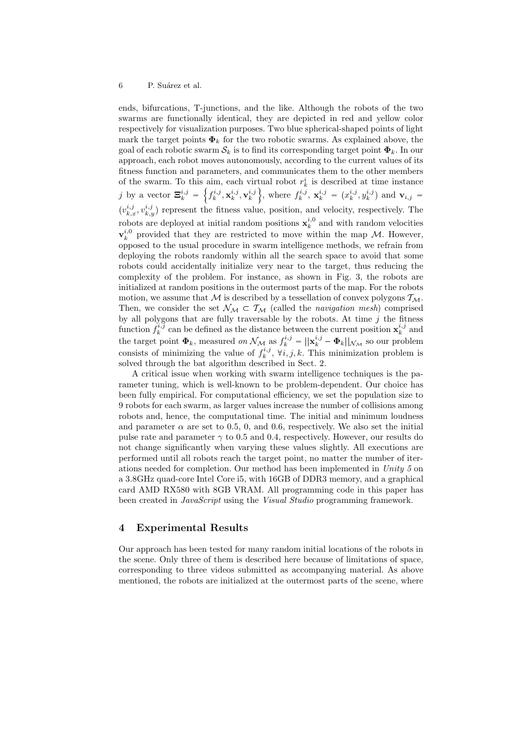ends, bifurcations, T-junctions, and the like. Although the robots of the two swarms are functionally identical, they are depicted in red and yellow color respectively for visualization purposes. Two blue spherical-shaped points of light mark the target points $\mathbf{\Phi}_k$ for the two robotic swarms. As explained above, the goal of each robotic swarm $\mathcal{S}_k$ is to find its corresponding target point $\mathbf{\Phi}_k$. In our approach, each robot moves autonomously, according to the current values of its fitness function and parameters, and communicates them to the other members of the swarm. To this aim, each virtual robot $r_k^i$ is described at time instance $j$ by a vector $\mathbf{\Xi}_k^{i,j} = \left\{ f_k^{i,j}, \mathbf{x}_k^{i,j}, \mathbf{v}_k^{i,j} \right\}$, where $f_k^{i,j}$, $\mathbf{x}_k^{i,j} = (x_k^{i,j}, y_k^{i,j})$ and $\mathbf{v}_{i,j} = (v_{k,x}^{i,j}, v_{k,y}^{i,j})$ represent the fitness value, position, and velocity, respectively. The robots are deployed at initial random positions $\mathbf{x}_k^{i,0}$ and with random velocities $\mathbf{v}_k^{i,0}$ provided that they are restricted to move within the map $\mathcal{M}$. However, opposed to the usual procedure in swarm intelligence methods, we refrain from deploying the robots randomly within all the search space to avoid that some robots could accidentally initialize very near to the target, thus reducing the complexity of the problem. For instance, as shown in Fig. 3, the robots are initialized at random positions in the outermost parts of the map. For the robots motion, we assume that $\mathcal{M}$ is described by a tessellation of convex polygons $\mathcal{T}_\mathcal{M}$. Then, we consider the set $\mathcal{N}_\mathcal{M} \subset \mathcal{T}_\mathcal{M}$ (called the *navigation mesh*) comprised by all polygons that are fully traversable by the robots. At time $j$ the fitness function $f_k^{i,j}$ can be defined as the distance between the current position $\mathbf{x}_k^{i,j}$ and the target point $\mathbf{\Phi}_k$, measured *on* $\mathcal{N}_\mathcal{M}$ as $f_k^{i,j} = ||\mathbf{x}_k^{i,j} - \mathbf{\Phi}_k||_{\mathcal{N}_\mathcal{M}}$ so our problem consists of minimizing the value of $f_k^{i,j}$, $\forall i, j, k$. This minimization problem is solved through the bat algorithm described in Sect. 2.

A critical issue when working with swarm intelligence techniques is the parameter tuning, which is well-known to be problem-dependent. Our choice has been fully empirical. For computational efficiency, we set the population size to 9 robots for each swarm, as larger values increase the number of collisions among robots and, hence, the computational time. The initial and minimum loudness and parameter $\alpha$ are set to 0.5, 0, and 0.6, respectively. We also set the initial pulse rate and parameter $\gamma$ to 0.5 and 0.4, respectively. However, our results do not change significantly when varying these values slightly. All executions are performed until all robots reach the target point, no matter the number of iterations needed for completion. Our method has been implemented in *Unity 5* on a 3.8GHz quad-core Intel Core i5, with 16GB of DDR3 memory, and a graphical card AMD RX580 with 8GB VRAM. All programming code in this paper has been created in *JavaScript* using the *Visual Studio* programming framework.

## 4 Experimental Results

Our approach has been tested for many random initial locations of the robots in the scene. Only three of them is described here because of limitations of space, corresponding to three videos submitted as accompanying material. As above mentioned, the robots are initialized at the outermost parts of the scene, where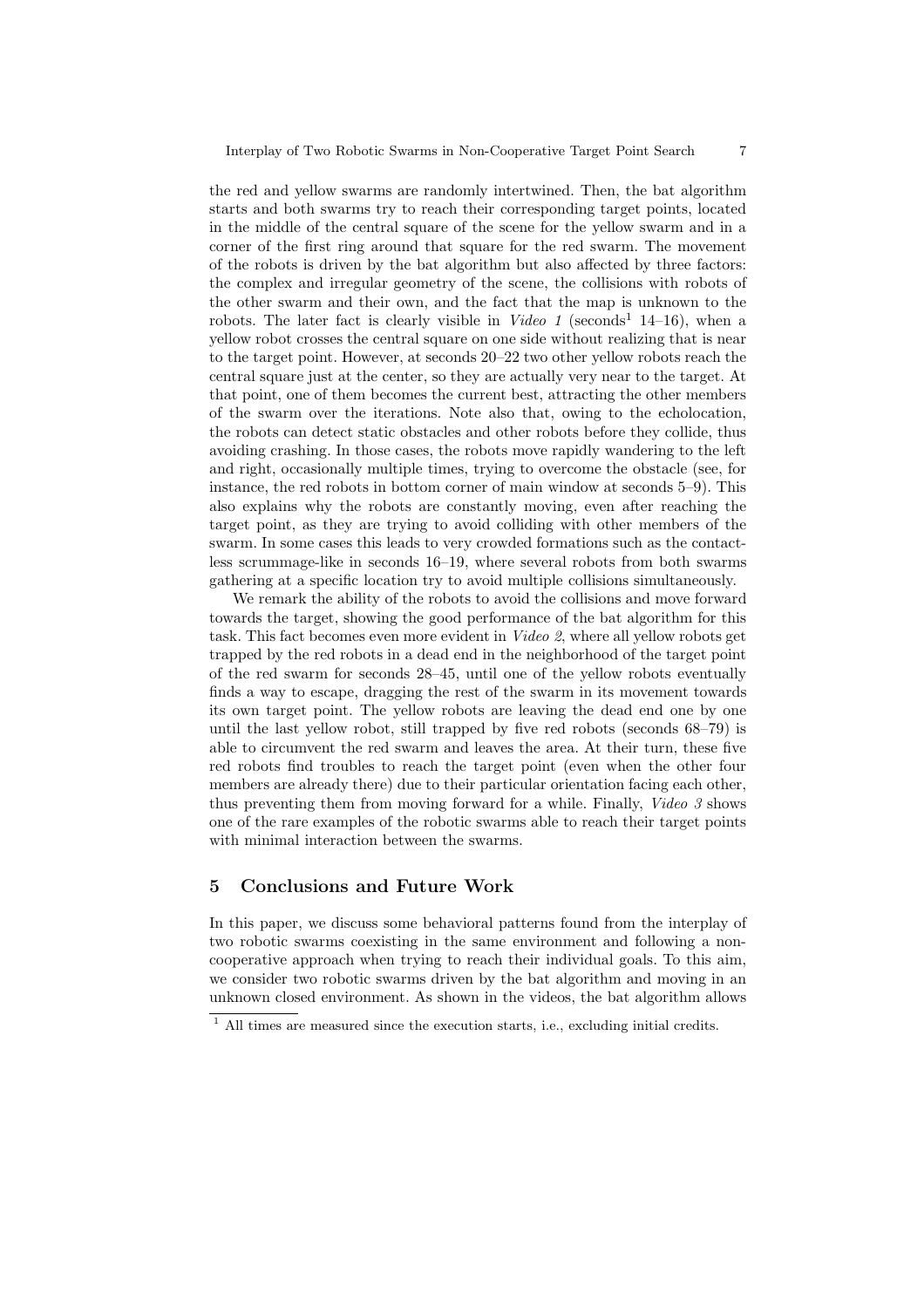the red and yellow swarms are randomly intertwined. Then, the bat algorithm starts and both swarms try to reach their corresponding target points, located in the middle of the central square of the scene for the yellow swarm and in a corner of the first ring around that square for the red swarm. The movement of the robots is driven by the bat algorithm but also affected by three factors: the complex and irregular geometry of the scene, the collisions with robots of the other swarm and their own, and the fact that the map is unknown to the robots. The later fact is clearly visible in *Video 1* (seconds[1] 14–16), when a yellow robot crosses the central square on one side without realizing that is near to the target point. However, at seconds 20–22 two other yellow robots reach the central square just at the center, so they are actually very near to the target. At that point, one of them becomes the current best, attracting the other members of the swarm over the iterations. Note also that, owing to the echolocation, the robots can detect static obstacles and other robots before they collide, thus avoiding crashing. In those cases, the robots move rapidly wandering to the left and right, occasionally multiple times, trying to overcome the obstacle (see, for instance, the red robots in bottom corner of main window at seconds 5–9). This also explains why the robots are constantly moving, even after reaching the target point, as they are trying to avoid colliding with other members of the swarm. In some cases this leads to very crowded formations such as the contactless scrummage-like in seconds 16–19, where several robots from both swarms gathering at a specific location try to avoid multiple collisions simultaneously.

We remark the ability of the robots to avoid the collisions and move forward towards the target, showing the good performance of the bat algorithm for this task. This fact becomes even more evident in *Video 2*, where all yellow robots get trapped by the red robots in a dead end in the neighborhood of the target point of the red swarm for seconds 28–45, until one of the yellow robots eventually finds a way to escape, dragging the rest of the swarm in its movement towards its own target point. The yellow robots are leaving the dead end one by one until the last yellow robot, still trapped by five red robots (seconds 68–79) is able to circumvent the red swarm and leaves the area. At their turn, these five red robots find troubles to reach the target point (even when the other four members are already there) due to their particular orientation facing each other, thus preventing them from moving forward for a while. Finally, *Video 3* shows one of the rare examples of the robotic swarms able to reach their target points with minimal interaction between the swarms.

## 5 Conclusions and Future Work

In this paper, we discuss some behavioral patterns found from the interplay of two robotic swarms coexisting in the same environment and following a non-cooperative approach when trying to reach their individual goals. To this aim, we consider two robotic swarms driven by the bat algorithm and moving in an unknown closed environment. As shown in the videos, the bat algorithm allows

[1] All times are measured since the execution starts, i.e., excluding initial credits.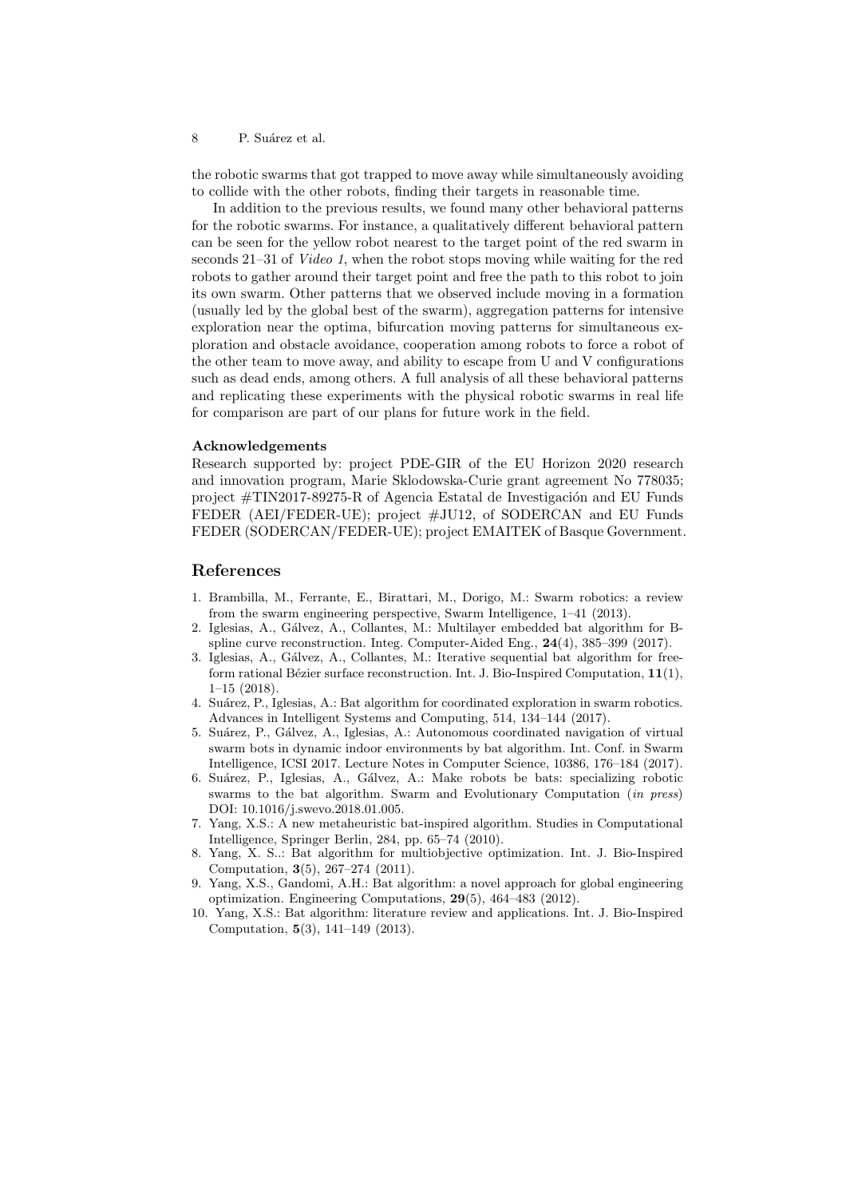the robotic swarms that got trapped to move away while simultaneously avoiding to collide with the other robots, finding their targets in reasonable time.

In addition to the previous results, we found many other behavioral patterns for the robotic swarms. For instance, a qualitatively different behavioral pattern can be seen for the yellow robot nearest to the target point of the red swarm in seconds 21–31 of *Video 1*, when the robot stops moving while waiting for the red robots to gather around their target point and free the path to this robot to join its own swarm. Other patterns that we observed include moving in a formation (usually led by the global best of the swarm), aggregation patterns for intensive exploration near the optima, bifurcation moving patterns for simultaneous exploration and obstacle avoidance, cooperation among robots to force a robot of the other team to move away, and ability to escape from U and V configurations such as dead ends, among others. A full analysis of all these behavioral patterns and replicating these experiments with the physical robotic swarms in real life for comparison are part of our plans for future work in the field.

**Acknowledgements**

Research supported by: project PDE-GIR of the EU Horizon 2020 research and innovation program, Marie Sklodowska-Curie grant agreement No 778035; project #TIN2017-89275-R of Agencia Estatal de Investigación and EU Funds FEDER (AEI/FEDER-UE); project #JU12, of SODERCAN and EU Funds FEDER (SODERCAN/FEDER-UE); project EMAITEK of Basque Government.

## References

1. Brambilla, M., Ferrante, E., Birattari, M., Dorigo, M.: Swarm robotics: a review from the swarm engineering perspective, Swarm Intelligence, 1–41 (2013).
2. Iglesias, A., Gálvez, A., Collantes, M.: Multilayer embedded bat algorithm for B-spline curve reconstruction. Integ. Computer-Aided Eng., **24**(4), 385–399 (2017).
3. Iglesias, A., Gálvez, A., Collantes, M.: Iterative sequential bat algorithm for free-form rational Bézier surface reconstruction. Int. J. Bio-Inspired Computation, **11**(1), 1–15 (2018).
4. Suárez, P., Iglesias, A.: Bat algorithm for coordinated exploration in swarm robotics. Advances in Intelligent Systems and Computing, 514, 134–144 (2017).
5. Suárez, P., Gálvez, A., Iglesias, A.: Autonomous coordinated navigation of virtual swarm bots in dynamic indoor environments by bat algorithm. Int. Conf. in Swarm Intelligence, ICSI 2017. Lecture Notes in Computer Science, 10386, 176–184 (2017).
6. Suárez, P., Iglesias, A., Gálvez, A.: Make robots be bats: specializing robotic swarms to the bat algorithm. Swarm and Evolutionary Computation (*in press*) DOI: 10.1016/j.swevo.2018.01.005.
7. Yang, X.S.: A new metaheuristic bat-inspired algorithm. Studies in Computational Intelligence, Springer Berlin, 284, pp. 65–74 (2010).
8. Yang, X. S..: Bat algorithm for multiobjective optimization. Int. J. Bio-Inspired Computation, **3**(5), 267–274 (2011).
9. Yang, X.S., Gandomi, A.H.: Bat algorithm: a novel approach for global engineering optimization. Engineering Computations, **29**(5), 464–483 (2012).
10. Yang, X.S.: Bat algorithm: literature review and applications. Int. J. Bio-Inspired Computation, **5**(3), 141–149 (2013).